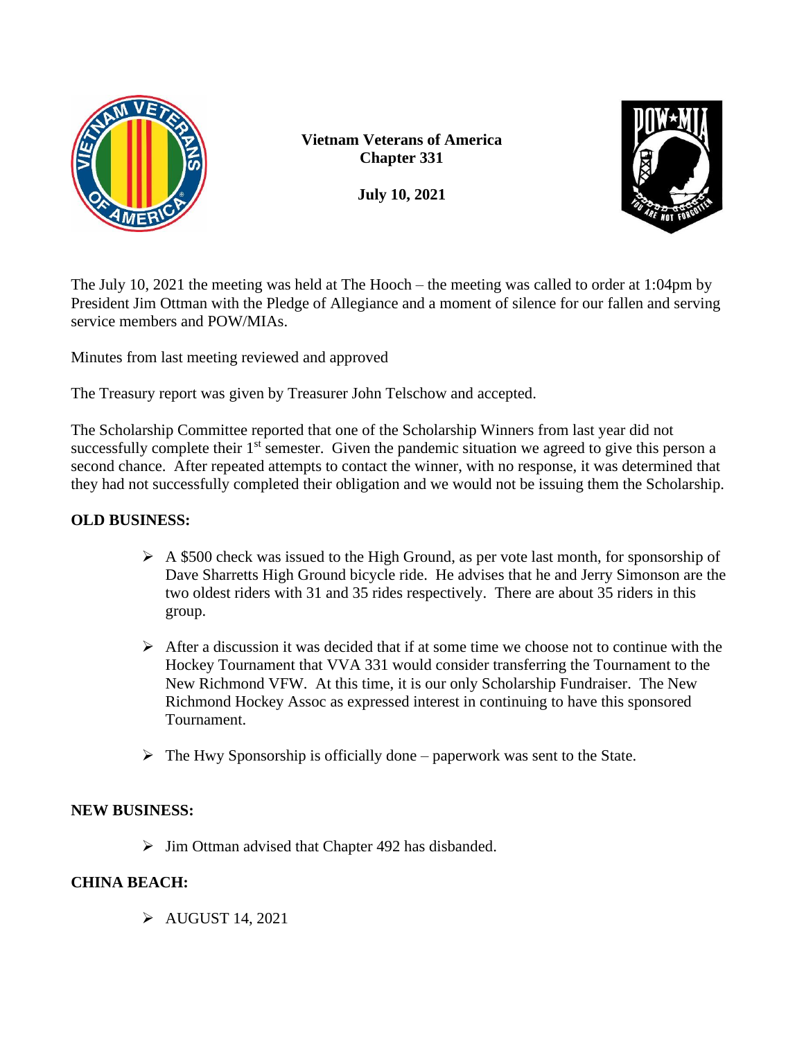**Vietnam Veterans of America**
**Chapter 331**

**July 10, 2021**

The July 10, 2021 the meeting was held at The Hooch – the meeting was called to order at 1:04pm by President Jim Ottman with the Pledge of Allegiance and a moment of silence for our fallen and serving service members and POW/MIAs.

Minutes from last meeting reviewed and approved

The Treasury report was given by Treasurer John Telschow and accepted.

The Scholarship Committee reported that one of the Scholarship Winners from last year did not successfully complete their 1st semester. Given the pandemic situation we agreed to give this person a second chance. After repeated attempts to contact the winner, with no response, it was determined that they had not successfully completed their obligation and we would not be issuing them the Scholarship.

**OLD BUSINESS:**

- A $500 check was issued to the High Ground, as per vote last month, for sponsorship of Dave Sharretts High Ground bicycle ride. He advises that he and Jerry Simonson are the two oldest riders with 31 and 35 rides respectively. There are about 35 riders in this group.
- After a discussion it was decided that if at some time we choose not to continue with the Hockey Tournament that VVA 331 would consider transferring the Tournament to the New Richmond VFW. At this time, it is our only Scholarship Fundraiser. The New Richmond Hockey Assoc as expressed interest in continuing to have this sponsored Tournament.
- The Hwy Sponsorship is officially done – paperwork was sent to the State.

**NEW BUSINESS:**

- Jim Ottman advised that Chapter 492 has disbanded.

**CHINA BEACH:**

- AUGUST 14, 2021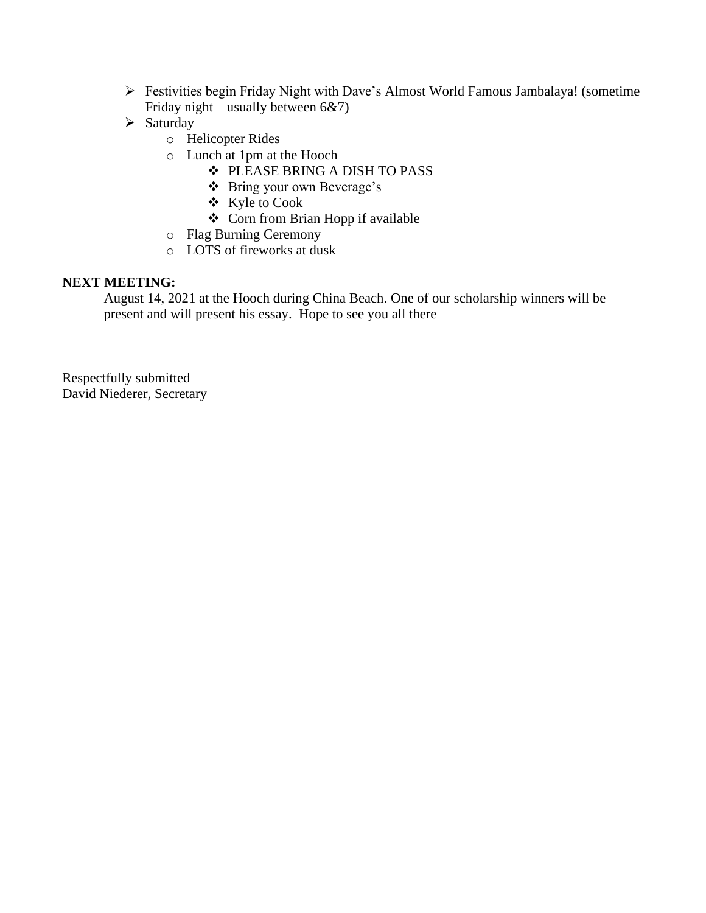- Festivities begin Friday Night with Dave's Almost World Famous Jambalaya! (sometime Friday night – usually between 6&7)
- Saturday
  - Helicopter Rides
  - Lunch at 1pm at the Hooch –
    - PLEASE BRING A DISH TO PASS
    - Bring your own Beverage's
    - Kyle to Cook
    - Corn from Brian Hopp if available
  - Flag Burning Ceremony
  - LOTS of fireworks at dusk

**NEXT MEETING:**

August 14, 2021 at the Hooch during China Beach. One of our scholarship winners will be present and will present his essay. Hope to see you all there

Respectfully submitted
David Niederer, Secretary